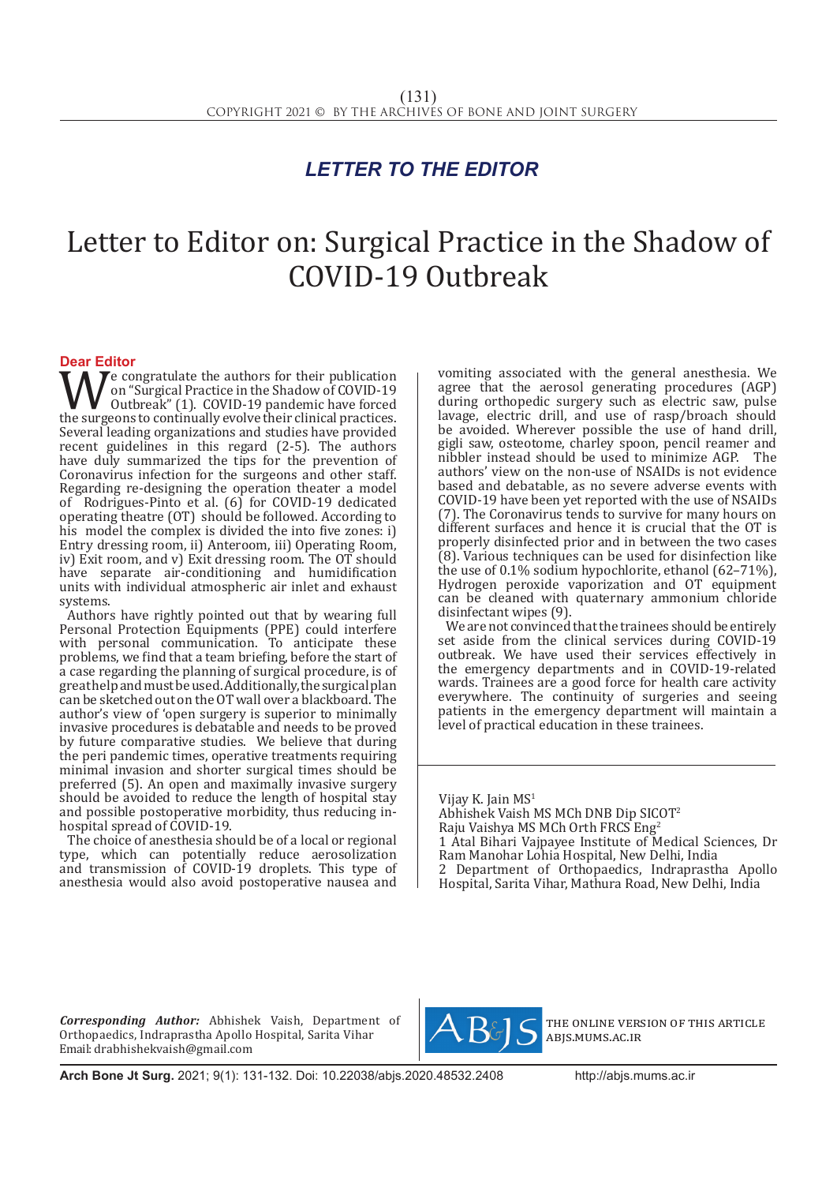## LETTER TO THE EDITOR

# Letter to Editor on: Surgical Practice in the Shadow of COVID-19 Outbreak

**Dear Editor**

We congratulate the authors for their publication on "Surgical Practice in the Shadow of COVID-19 Outbreak" (1). COVID-19 pandemic have forced the surgeons to continually evolve their clinical practices. Several leading organizations and studies have provided recent guidelines in this regard (2-5). The authors have duly summarized the tips for the prevention of Coronavirus infection for the surgeons and other staff. Regarding re-designing the operation theater a model of Rodrigues-Pinto et al. (6) for COVID-19 dedicated operating theatre (OT) should be followed. According to his model the complex is divided the into five zones: i) Entry dressing room, ii) Anteroom, iii) Operating Room, iv) Exit room, and v) Exit dressing room. The OT should have separate air-conditioning and humidification units with individual atmospheric air inlet and exhaust systems.

Authors have rightly pointed out that by wearing full Personal Protection Equipments (PPE) could interfere with personal communication. To anticipate these problems, we find that a team briefing, before the start of a case regarding the planning of surgical procedure, is of great help and must be used. Additionally, the surgical plan can be sketched out on the OT wall over a blackboard. The author's view of 'open surgery is superior to minimally invasive procedures is debatable and needs to be proved by future comparative studies. We believe that during the peri pandemic times, operative treatments requiring minimal invasion and shorter surgical times should be preferred (5). An open and maximally invasive surgery should be avoided to reduce the length of hospital stay and possible postoperative morbidity, thus reducing in-hospital spread of COVID-19.

The choice of anesthesia should be of a local or regional type, which can potentially reduce aerosolization and transmission of COVID-19 droplets. This type of anesthesia would also avoid postoperative nausea and vomiting associated with the general anesthesia. We agree that the aerosol generating procedures (AGP) during orthopedic surgery such as electric saw, pulse lavage, electric drill, and use of rasp/broach should be avoided. Wherever possible the use of hand drill, gigli saw, osteotome, charley spoon, pencil reamer and nibbler instead should be used to minimize AGP. The authors' view on the non-use of NSAIDs is not evidence based and debatable, as no severe adverse events with COVID-19 have been yet reported with the use of NSAIDs (7). The Coronavirus tends to survive for many hours on different surfaces and hence it is crucial that the OT is properly disinfected prior and in between the two cases (8). Various techniques can be used for disinfection like the use of 0.1% sodium hypochlorite, ethanol (62–71%), Hydrogen peroxide vaporization and OT equipment can be cleaned with quaternary ammonium chloride disinfectant wipes (9).

We are not convinced that the trainees should be entirely set aside from the clinical services during COVID-19 outbreak. We have used their services effectively in the emergency departments and in COVID-19-related wards. Trainees are a good force for health care activity everywhere. The continuity of surgeries and seeing patients in the emergency department will maintain a level of practical education in these trainees.

Vijay K. Jain MS[1]
Abhishek Vaish MS MCh DNB Dip SICOT[2]
Raju Vaishya MS MCh Orth FRCS Eng[2]

1 Atal Bihari Vajpayee Institute of Medical Sciences, Dr Ram Manohar Lohia Hospital, New Delhi, India
2 Department of Orthopaedics, Indraprastha Apollo Hospital, Sarita Vihar, Mathura Road, New Delhi, India

*Corresponding Author:* Abhishek Vaish, Department of Orthopaedics, Indraprastha Apollo Hospital, Sarita Vihar
Email: drabhishekvaish@gmail.com

THE ONLINE VERSION OF THIS ARTICLE ABJS.MUMS.AC.IR

**Arch Bone Jt Surg.** 2021; 9(1): 131-132. Doi: 10.22038/abjs.2020.48532.2408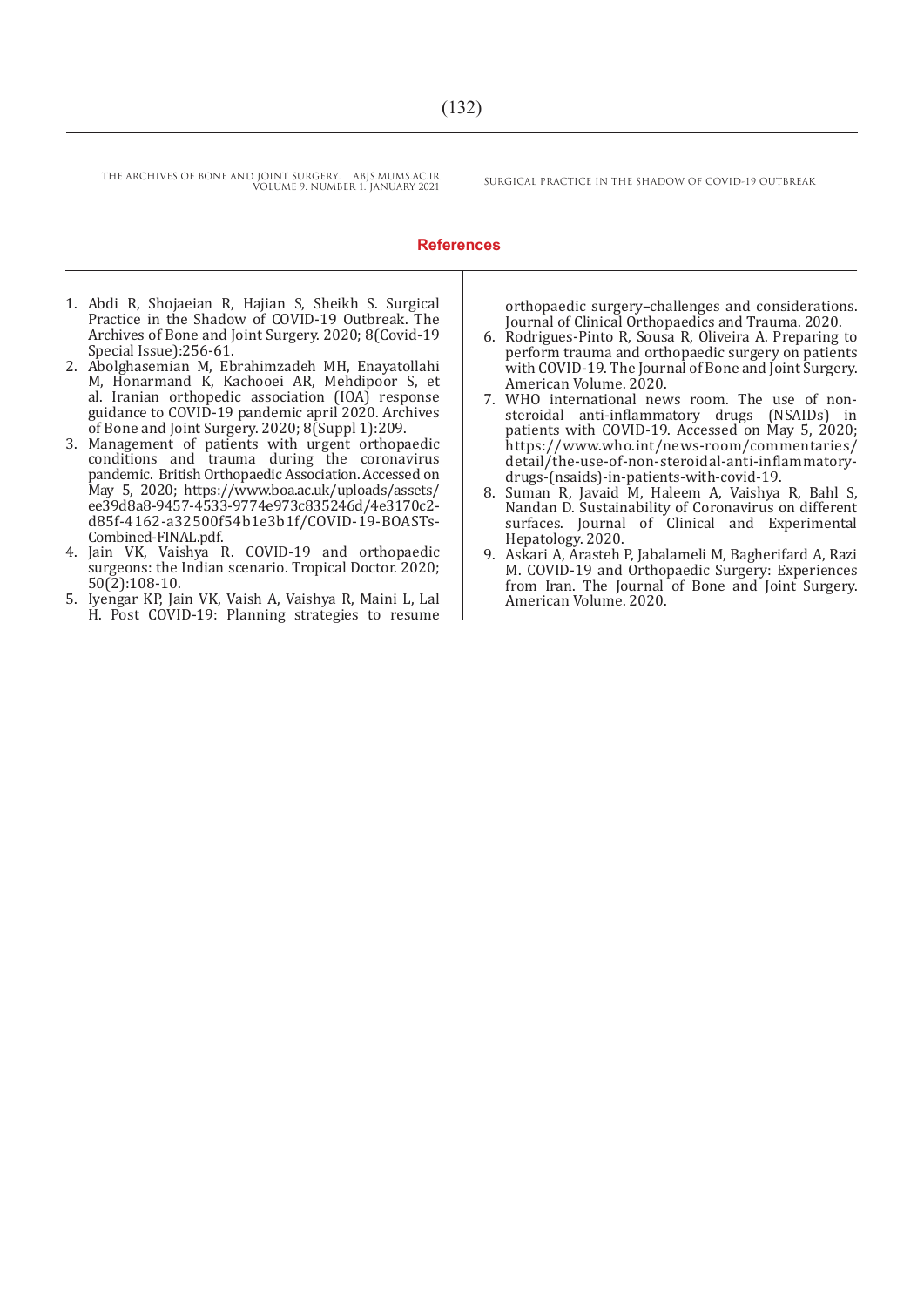## References

1. Abdi R, Shojaeian R, Hajian S, Sheikh S. Surgical Practice in the Shadow of COVID-19 Outbreak. The Archives of Bone and Joint Surgery. 2020; 8(Covid-19 Special Issue):256-61.
2. Abolghasemian M, Ebrahimzadeh MH, Enayatollahi M, Honarmand K, Kachooei AR, Mehdipoor S, et al. Iranian orthopedic association (IOA) response guidance to COVID-19 pandemic april 2020. Archives of Bone and Joint Surgery. 2020; 8(Suppl 1):209.
3. Management of patients with urgent orthopaedic conditions and trauma during the coronavirus pandemic. British Orthopaedic Association. Accessed on May 5, 2020; https://www.boa.ac.uk/uploads/assets/ee39d8a8-9457-4533-9774e973c835246d/4e3170c2-d85f-4162-a32500f54b1e3b1f/COVID-19-BOASTs-Combined-FINAL.pdf.
4. Jain VK, Vaishya R. COVID-19 and orthopaedic surgeons: the Indian scenario. Tropical Doctor. 2020; 50(2):108-10.
5. Iyengar KP, Jain VK, Vaish A, Vaishya R, Maini L, Lal H. Post COVID-19: Planning strategies to resume orthopaedic surgery–challenges and considerations. Journal of Clinical Orthopaedics and Trauma. 2020.
6. Rodrigues-Pinto R, Sousa R, Oliveira A. Preparing to perform trauma and orthopaedic surgery on patients with COVID-19. The Journal of Bone and Joint Surgery. American Volume. 2020.
7. WHO international news room. The use of non-steroidal anti-inflammatory drugs (NSAIDs) in patients with COVID-19. Accessed on May 5, 2020; https://www.who.int/news-room/commentaries/detail/the-use-of-non-steroidal-anti-inflammatory-drugs-(nsaids)-in-patients-with-covid-19.
8. Suman R, Javaid M, Haleem A, Vaishya R, Bahl S, Nandan D. Sustainability of Coronavirus on different surfaces. Journal of Clinical and Experimental Hepatology. 2020.
9. Askari A, Arasteh P, Jabalameli M, Bagherifard A, Razi M. COVID-19 and Orthopaedic Surgery: Experiences from Iran. The Journal of Bone and Joint Surgery. American Volume. 2020.